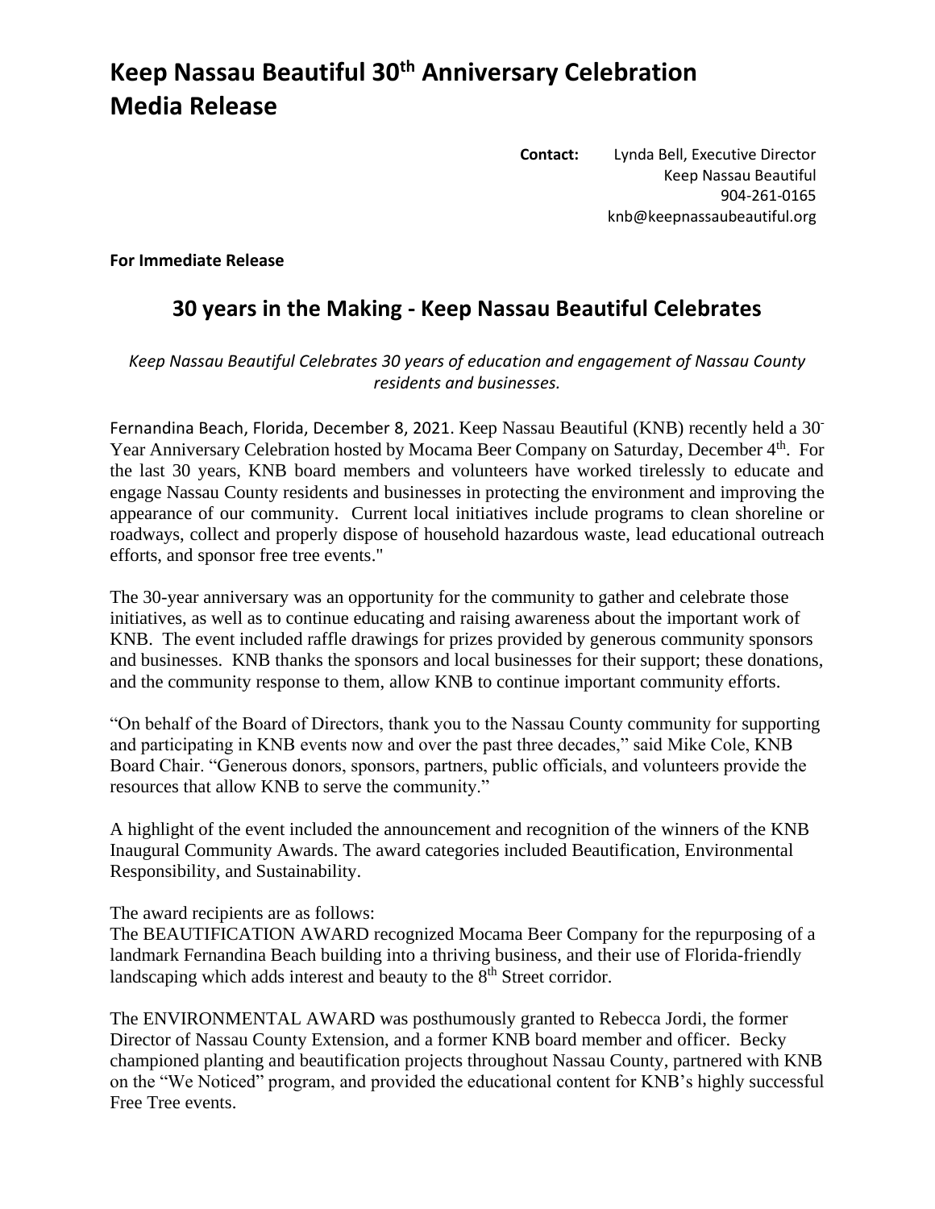# Keep Nassau Beautiful 30th Anniversary Celebration Media Release

**Contact:** Lynda Bell, Executive Director
Keep Nassau Beautiful
904-261-0165
knb@keepnassaubeautiful.org

**For Immediate Release**

## 30 years in the Making - Keep Nassau Beautiful Celebrates

*Keep Nassau Beautiful Celebrates 30 years of education and engagement of Nassau County residents and businesses.*

Fernandina Beach, Florida, December 8, 2021. Keep Nassau Beautiful (KNB) recently held a 30- Year Anniversary Celebration hosted by Mocama Beer Company on Saturday, December 4th. For the last 30 years, KNB board members and volunteers have worked tirelessly to educate and engage Nassau County residents and businesses in protecting the environment and improving the appearance of our community. Current local initiatives include programs to clean shoreline or roadways, collect and properly dispose of household hazardous waste, lead educational outreach efforts, and sponsor free tree events."

The 30-year anniversary was an opportunity for the community to gather and celebrate those initiatives, as well as to continue educating and raising awareness about the important work of KNB. The event included raffle drawings for prizes provided by generous community sponsors and businesses. KNB thanks the sponsors and local businesses for their support; these donations, and the community response to them, allow KNB to continue important community efforts.

"On behalf of the Board of Directors, thank you to the Nassau County community for supporting and participating in KNB events now and over the past three decades," said Mike Cole, KNB Board Chair. "Generous donors, sponsors, partners, public officials, and volunteers provide the resources that allow KNB to serve the community."

A highlight of the event included the announcement and recognition of the winners of the KNB Inaugural Community Awards. The award categories included Beautification, Environmental Responsibility, and Sustainability.

The award recipients are as follows:
The BEAUTIFICATION AWARD recognized Mocama Beer Company for the repurposing of a landmark Fernandina Beach building into a thriving business, and their use of Florida-friendly landscaping which adds interest and beauty to the 8th Street corridor.

The ENVIRONMENTAL AWARD was posthumously granted to Rebecca Jordi, the former Director of Nassau County Extension, and a former KNB board member and officer. Becky championed planting and beautification projects throughout Nassau County, partnered with KNB on the "We Noticed" program, and provided the educational content for KNB's highly successful Free Tree events.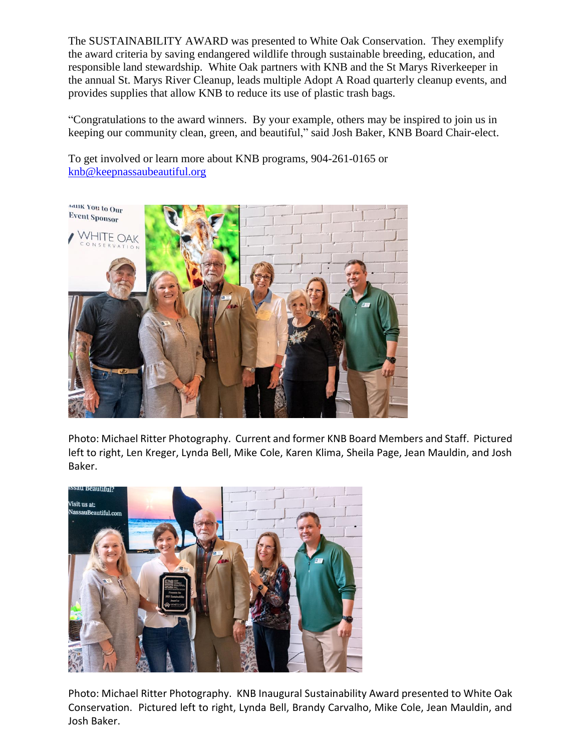The SUSTAINABILITY AWARD was presented to White Oak Conservation. They exemplify the award criteria by saving endangered wildlife through sustainable breeding, education, and responsible land stewardship. White Oak partners with KNB and the St Marys Riverkeeper in the annual St. Marys River Cleanup, leads multiple Adopt A Road quarterly cleanup events, and provides supplies that allow KNB to reduce its use of plastic trash bags.

"Congratulations to the award winners. By your example, others may be inspired to join us in keeping our community clean, green, and beautiful," said Josh Baker, KNB Board Chair-elect.

To get involved or learn more about KNB programs, 904-261-0165 or [knb@keepnassaubeautiful.org](mailto:knb@keepnassaubeautiful.org)

Photo: Michael Ritter Photography. Current and former KNB Board Members and Staff. Pictured left to right, Len Kreger, Lynda Bell, Mike Cole, Karen Klima, Sheila Page, Jean Mauldin, and Josh Baker.

Photo: Michael Ritter Photography. KNB Inaugural Sustainability Award presented to White Oak Conservation. Pictured left to right, Lynda Bell, Brandy Carvalho, Mike Cole, Jean Mauldin, and Josh Baker.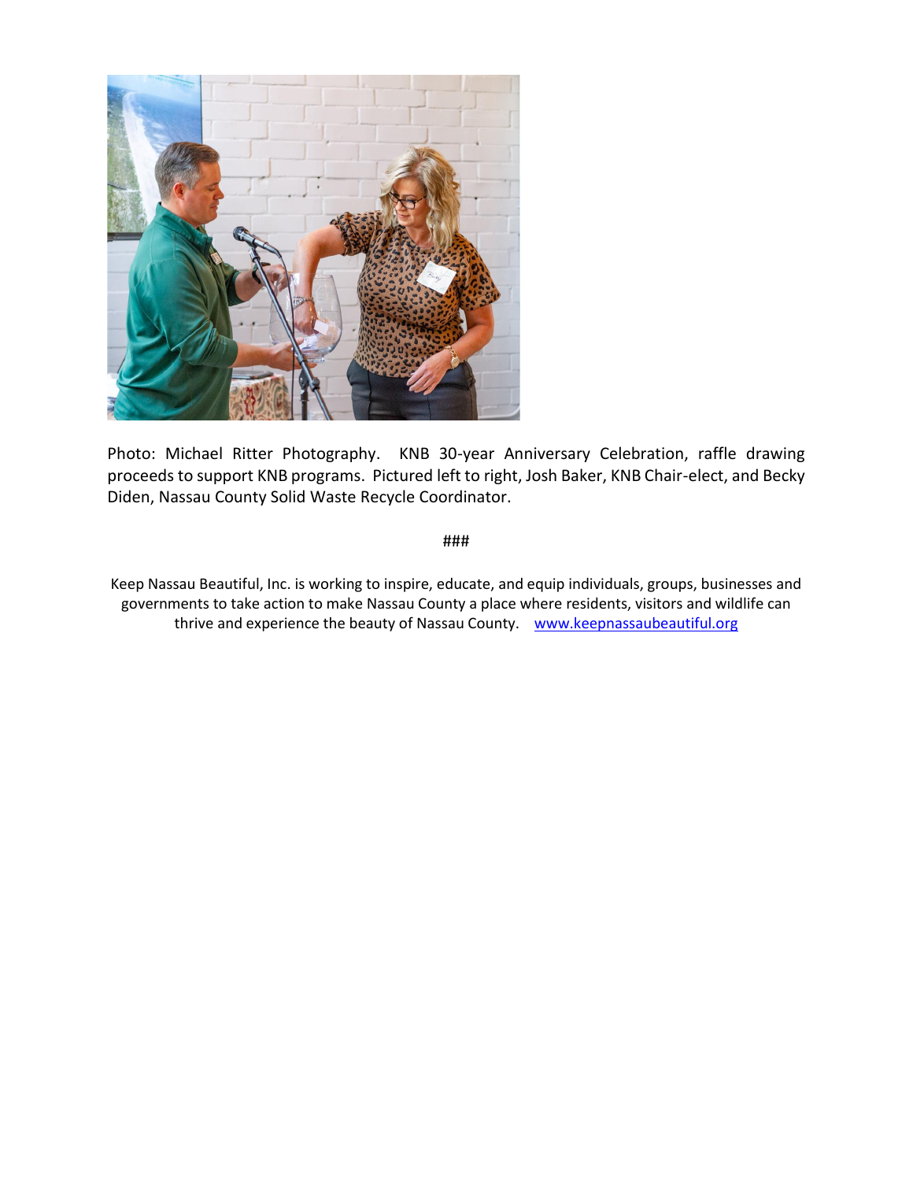Photo: Michael Ritter Photography. KNB 30-year Anniversary Celebration, raffle drawing proceeds to support KNB programs. Pictured left to right, Josh Baker, KNB Chair-elect, and Becky Diden, Nassau County Solid Waste Recycle Coordinator.

###

Keep Nassau Beautiful, Inc. is working to inspire, educate, and equip individuals, groups, businesses and governments to take action to make Nassau County a place where residents, visitors and wildlife can thrive and experience the beauty of Nassau County. [www.keepnassaubeautiful.org](http://www.keepnassaubeautiful.org)